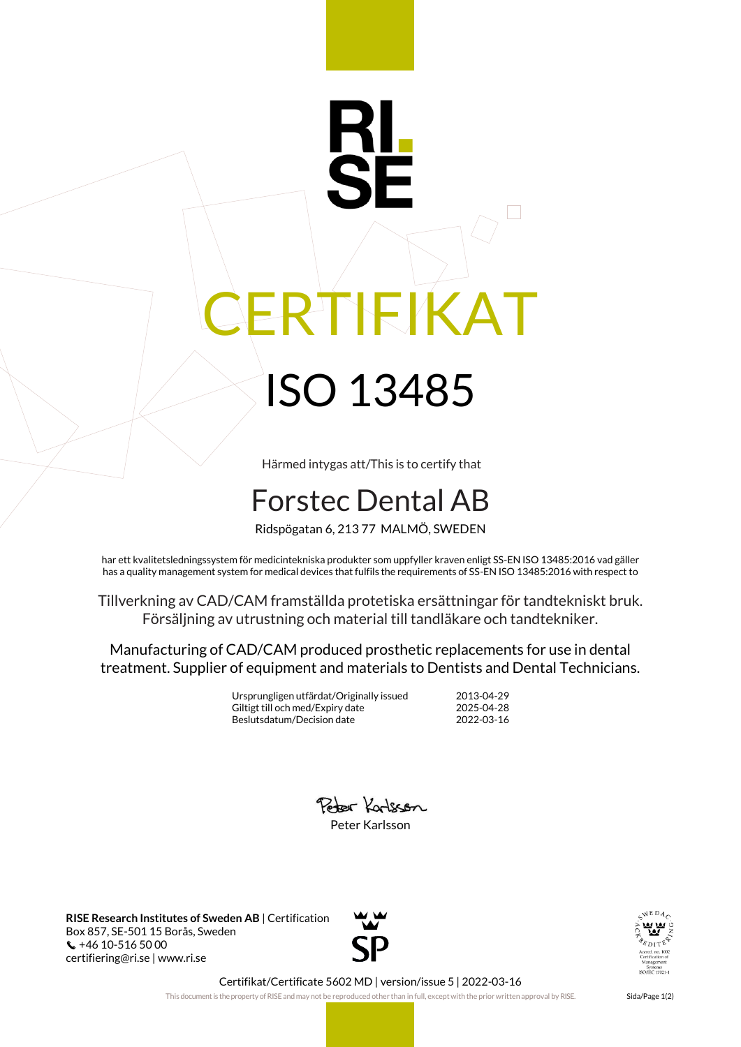RI.
SE

# CERTIFIKAT

# ISO 13485

Härmed intygas att/This is to certify that

## Forstec Dental AB

Ridspögatan 6, 213 77 MALMÖ, SWEDEN

har ett kvalitetsledningssystem för medicintekniska produkter som uppfyller kraven enligt SS-EN ISO 13485:2016 vad gäller
has a quality management system for medical devices that fulfils the requirements of SS-EN ISO 13485:2016 with respect to

Tillverkning av CAD/CAM framställda protetiska ersättningar för tandtekniskt bruk.
Försäljning av utrustning och material till tandläkare och tandtekniker.

Manufacturing of CAD/CAM produced prosthetic replacements for use in dental treatment. Supplier of equipment and materials to Dentists and Dental Technicians.

| | |
|---|---|
| Ursprungligen utfärdat/Originally issued | 2013-04-29 |
| Giltigt till och med/Expiry date | 2025-04-28 |
| Beslutsdatum/Decision date | 2022-03-16 |

Peter Karlsson

**RISE Research Institutes of Sweden AB** | Certification
Box 857, SE-501 15 Borås, Sweden
+46 10-516 50 00
certifiering@ri.se | www.ri.se

SP

SWEDAC ACKREDITERING
Ackred. nr. 1002
Certification of Management Systems
ISO/IEC 17021-1

Certifikat/Certificate 5602 MD | version/issue 5 | 2022-03-16

This document is the property of RISE and may not be reproduced other than in full, except with the prior written approval by RISE.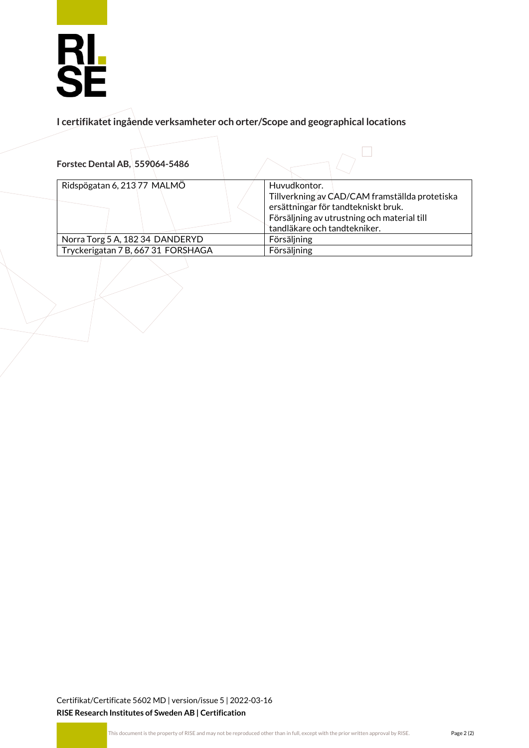## I certifikatet ingående verksamheter och orter/Scope and geographical locations

**Forstec Dental AB, 559064-5486**

| | |
|---|---|
| Ridspögatan 6, 213 77 MALMÖ | Huvudkontor.<br>Tillverkning av CAD/CAM framställda protetiska ersättningar för tandtekniskt bruk.<br>Försäljning av utrustning och material till tandläkare och tandtekniker. |
| Norra Torg 5 A, 182 34 DANDERYD | Försäljning |
| Tryckerigatan 7 B, 667 31 FORSHAGA | Försäljning |

Certifikat/Certificate 5602 MD | version/issue 5 | 2022-03-16

**RISE Research Institutes of Sweden AB | Certification**

This document is the property of RISE and may not be reproduced other than in full, except with the prior written approval by RISE.